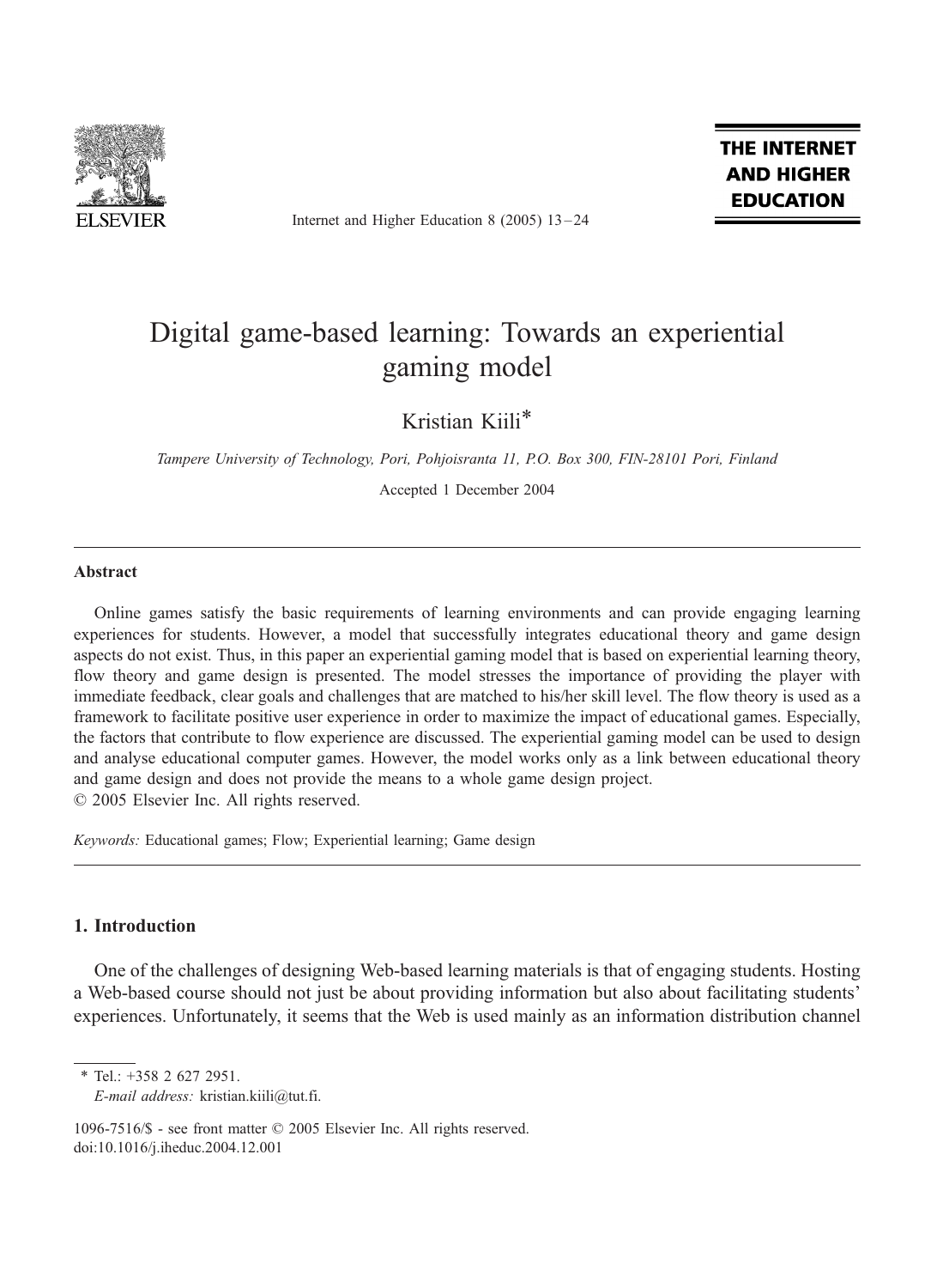# Digital game-based learning: Towards an experiential gaming model

Kristian Kiili*

*Tampere University of Technology, Pori, Pohjoisranta 11, P.O. Box 300, FIN-28101 Pori, Finland*

Accepted 1 December 2004

## Abstract

Online games satisfy the basic requirements of learning environments and can provide engaging learning experiences for students. However, a model that successfully integrates educational theory and game design aspects do not exist. Thus, in this paper an experiential gaming model that is based on experiential learning theory, flow theory and game design is presented. The model stresses the importance of providing the player with immediate feedback, clear goals and challenges that are matched to his/her skill level. The flow theory is used as a framework to facilitate positive user experience in order to maximize the impact of educational games. Especially, the factors that contribute to flow experience are discussed. The experiential gaming model can be used to design and analyse educational computer games. However, the model works only as a link between educational theory and game design and does not provide the means to a whole game design project.

© 2005 Elsevier Inc. All rights reserved.

*Keywords:* Educational games; Flow; Experiential learning; Game design

## 1. Introduction

One of the challenges of designing Web-based learning materials is that of engaging students. Hosting a Web-based course should not just be about providing information but also about facilitating students' experiences. Unfortunately, it seems that the Web is used mainly as an information distribution channel

* Tel.: +358 2 627 2951.
*E-mail address:* kristian.kiili@tut.fi.

1096-7516/$ - see front matter © 2005 Elsevier Inc. All rights reserved.
doi:10.1016/j.iheduc.2004.12.001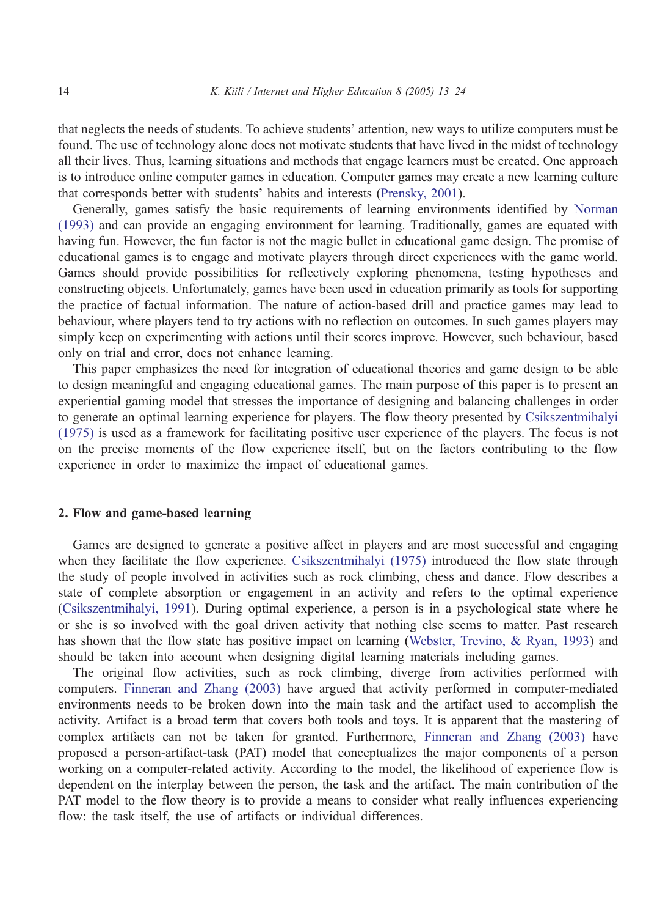that neglects the needs of students. To achieve students' attention, new ways to utilize computers must be found. The use of technology alone does not motivate students that have lived in the midst of technology all their lives. Thus, learning situations and methods that engage learners must be created. One approach is to introduce online computer games in education. Computer games may create a new learning culture that corresponds better with students' habits and interests (Prensky, 2001).

Generally, games satisfy the basic requirements of learning environments identified by Norman (1993) and can provide an engaging environment for learning. Traditionally, games are equated with having fun. However, the fun factor is not the magic bullet in educational game design. The promise of educational games is to engage and motivate players through direct experiences with the game world. Games should provide possibilities for reflectively exploring phenomena, testing hypotheses and constructing objects. Unfortunately, games have been used in education primarily as tools for supporting the practice of factual information. The nature of action-based drill and practice games may lead to behaviour, where players tend to try actions with no reflection on outcomes. In such games players may simply keep on experimenting with actions until their scores improve. However, such behaviour, based only on trial and error, does not enhance learning.

This paper emphasizes the need for integration of educational theories and game design to be able to design meaningful and engaging educational games. The main purpose of this paper is to present an experiential gaming model that stresses the importance of designing and balancing challenges in order to generate an optimal learning experience for players. The flow theory presented by Csikszentmihalyi (1975) is used as a framework for facilitating positive user experience of the players. The focus is not on the precise moments of the flow experience itself, but on the factors contributing to the flow experience in order to maximize the impact of educational games.

## 2. Flow and game-based learning

Games are designed to generate a positive affect in players and are most successful and engaging when they facilitate the flow experience. Csikszentmihalyi (1975) introduced the flow state through the study of people involved in activities such as rock climbing, chess and dance. Flow describes a state of complete absorption or engagement in an activity and refers to the optimal experience (Csikszentmihalyi, 1991). During optimal experience, a person is in a psychological state where he or she is so involved with the goal driven activity that nothing else seems to matter. Past research has shown that the flow state has positive impact on learning (Webster, Trevino, & Ryan, 1993) and should be taken into account when designing digital learning materials including games.

The original flow activities, such as rock climbing, diverge from activities performed with computers. Finneran and Zhang (2003) have argued that activity performed in computer-mediated environments needs to be broken down into the main task and the artifact used to accomplish the activity. Artifact is a broad term that covers both tools and toys. It is apparent that the mastering of complex artifacts can not be taken for granted. Furthermore, Finneran and Zhang (2003) have proposed a person-artifact-task (PAT) model that conceptualizes the major components of a person working on a computer-related activity. According to the model, the likelihood of experience flow is dependent on the interplay between the person, the task and the artifact. The main contribution of the PAT model to the flow theory is to provide a means to consider what really influences experiencing flow: the task itself, the use of artifacts or individual differences.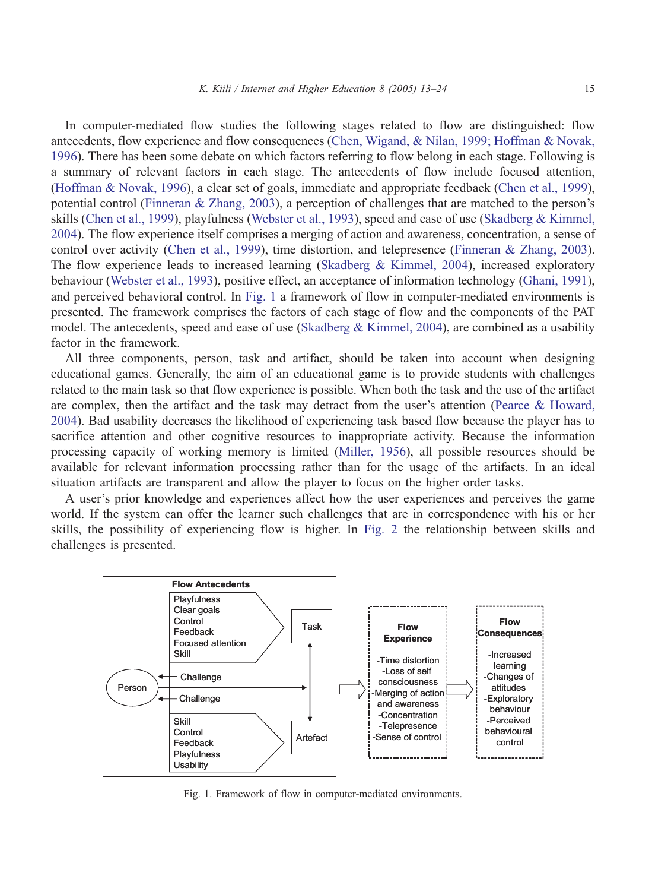In computer-mediated flow studies the following stages related to flow are distinguished: flow antecedents, flow experience and flow consequences (Chen, Wigand, & Nilan, 1999; Hoffman & Novak, 1996). There has been some debate on which factors referring to flow belong in each stage. Following is a summary of relevant factors in each stage. The antecedents of flow include focused attention, (Hoffman & Novak, 1996), a clear set of goals, immediate and appropriate feedback (Chen et al., 1999), potential control (Finneran & Zhang, 2003), a perception of challenges that are matched to the person's skills (Chen et al., 1999), playfulness (Webster et al., 1993), speed and ease of use (Skadberg & Kimmel, 2004). The flow experience itself comprises a merging of action and awareness, concentration, a sense of control over activity (Chen et al., 1999), time distortion, and telepresence (Finneran & Zhang, 2003). The flow experience leads to increased learning (Skadberg & Kimmel, 2004), increased exploratory behaviour (Webster et al., 1993), positive effect, an acceptance of information technology (Ghani, 1991), and perceived behavioral control. In Fig. 1 a framework of flow in computer-mediated environments is presented. The framework comprises the factors of each stage of flow and the components of the PAT model. The antecedents, speed and ease of use (Skadberg & Kimmel, 2004), are combined as a usability factor in the framework.

All three components, person, task and artifact, should be taken into account when designing educational games. Generally, the aim of an educational game is to provide students with challenges related to the main task so that flow experience is possible. When both the task and the use of the artifact are complex, then the artifact and the task may detract from the user's attention (Pearce & Howard, 2004). Bad usability decreases the likelihood of experiencing task based flow because the player has to sacrifice attention and other cognitive resources to inappropriate activity. Because the information processing capacity of working memory is limited (Miller, 1956), all possible resources should be available for relevant information processing rather than for the usage of the artifacts. In an ideal situation artifacts are transparent and allow the player to focus on the higher order tasks.

A user's prior knowledge and experiences affect how the user experiences and perceives the game world. If the system can offer the learner such challenges that are in correspondence with his or her skills, the possibility of experiencing flow is higher. In Fig. 2 the relationship between skills and challenges is presented.

Fig. 1. Framework of flow in computer-mediated environments.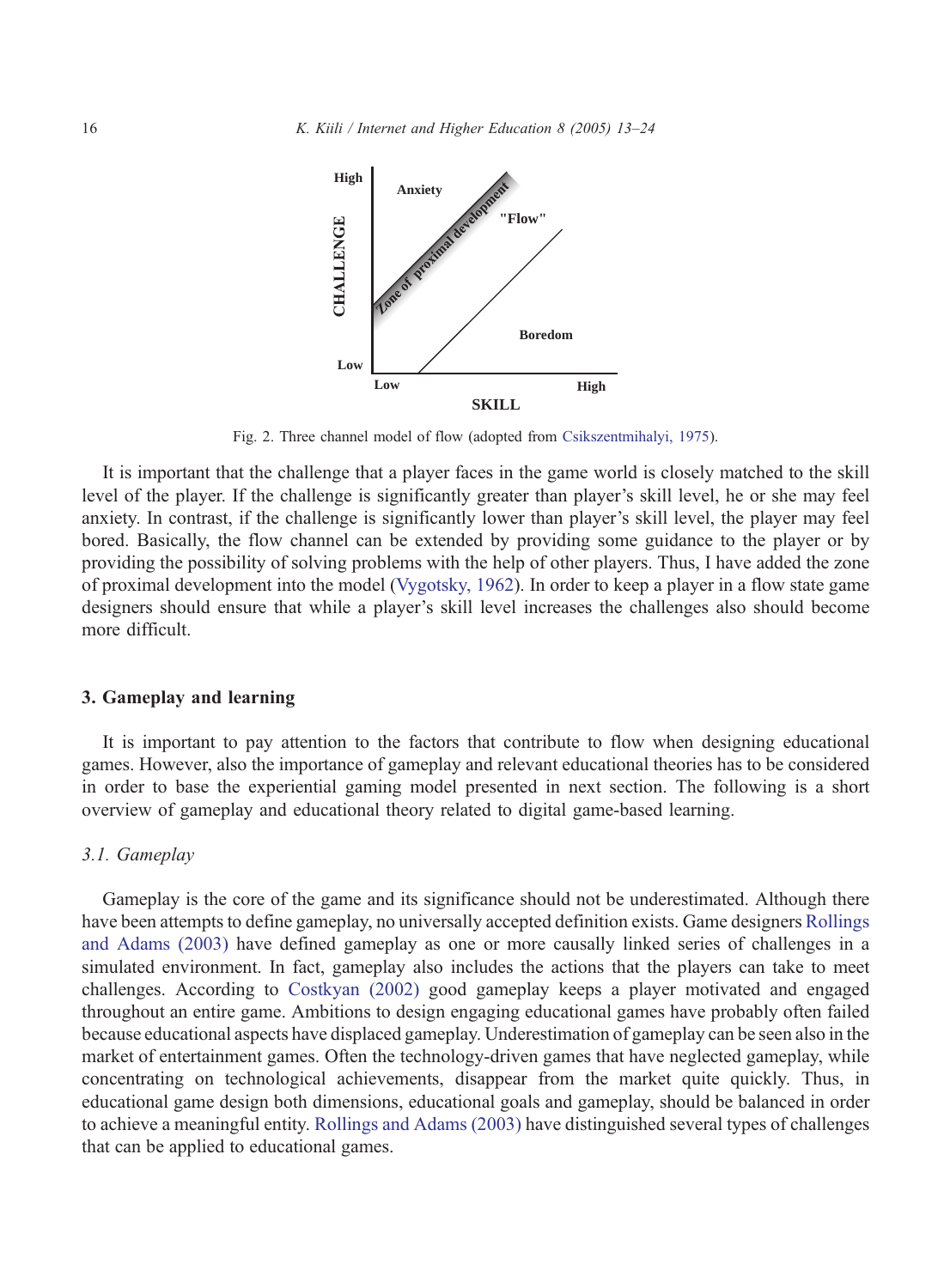Fig. 2. Three channel model of flow (adopted from Csikszentmihalyi, 1975).

It is important that the challenge that a player faces in the game world is closely matched to the skill level of the player. If the challenge is significantly greater than player's skill level, he or she may feel anxiety. In contrast, if the challenge is significantly lower than player's skill level, the player may feel bored. Basically, the flow channel can be extended by providing some guidance to the player or by providing the possibility of solving problems with the help of other players. Thus, I have added the zone of proximal development into the model (Vygotsky, 1962). In order to keep a player in a flow state game designers should ensure that while a player's skill level increases the challenges also should become more difficult.

## 3. Gameplay and learning

It is important to pay attention to the factors that contribute to flow when designing educational games. However, also the importance of gameplay and relevant educational theories has to be considered in order to base the experiential gaming model presented in next section. The following is a short overview of gameplay and educational theory related to digital game-based learning.

### *3.1. Gameplay*

Gameplay is the core of the game and its significance should not be underestimated. Although there have been attempts to define gameplay, no universally accepted definition exists. Game designers Rollings and Adams (2003) have defined gameplay as one or more causally linked series of challenges in a simulated environment. In fact, gameplay also includes the actions that the players can take to meet challenges. According to Costkyan (2002) good gameplay keeps a player motivated and engaged throughout an entire game. Ambitions to design engaging educational games have probably often failed because educational aspects have displaced gameplay. Underestimation of gameplay can be seen also in the market of entertainment games. Often the technology-driven games that have neglected gameplay, while concentrating on technological achievements, disappear from the market quite quickly. Thus, in educational game design both dimensions, educational goals and gameplay, should be balanced in order to achieve a meaningful entity. Rollings and Adams (2003) have distinguished several types of challenges that can be applied to educational games.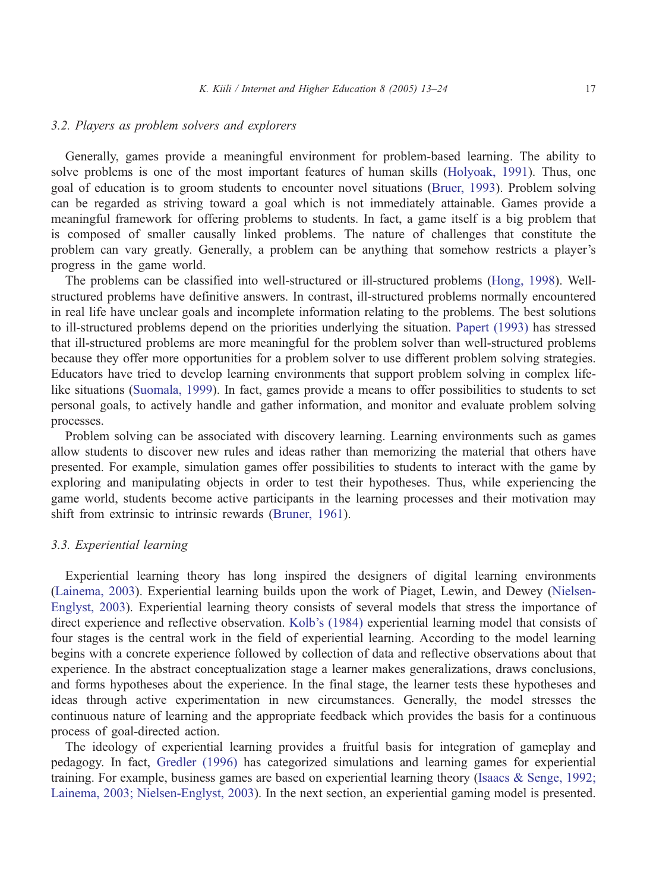### 3.2. Players as problem solvers and explorers

Generally, games provide a meaningful environment for problem-based learning. The ability to solve problems is one of the most important features of human skills (Holyoak, 1991). Thus, one goal of education is to groom students to encounter novel situations (Bruer, 1993). Problem solving can be regarded as striving toward a goal which is not immediately attainable. Games provide a meaningful framework for offering problems to students. In fact, a game itself is a big problem that is composed of smaller causally linked problems. The nature of challenges that constitute the problem can vary greatly. Generally, a problem can be anything that somehow restricts a player's progress in the game world.

The problems can be classified into well-structured or ill-structured problems (Hong, 1998). Well-structured problems have definitive answers. In contrast, ill-structured problems normally encountered in real life have unclear goals and incomplete information relating to the problems. The best solutions to ill-structured problems depend on the priorities underlying the situation. Papert (1993) has stressed that ill-structured problems are more meaningful for the problem solver than well-structured problems because they offer more opportunities for a problem solver to use different problem solving strategies. Educators have tried to develop learning environments that support problem solving in complex life-like situations (Suomala, 1999). In fact, games provide a means to offer possibilities to students to set personal goals, to actively handle and gather information, and monitor and evaluate problem solving processes.

Problem solving can be associated with discovery learning. Learning environments such as games allow students to discover new rules and ideas rather than memorizing the material that others have presented. For example, simulation games offer possibilities to students to interact with the game by exploring and manipulating objects in order to test their hypotheses. Thus, while experiencing the game world, students become active participants in the learning processes and their motivation may shift from extrinsic to intrinsic rewards (Bruner, 1961).

### 3.3. Experiential learning

Experiential learning theory has long inspired the designers of digital learning environments (Lainema, 2003). Experiential learning builds upon the work of Piaget, Lewin, and Dewey (Nielsen-Englyst, 2003). Experiential learning theory consists of several models that stress the importance of direct experience and reflective observation. Kolb's (1984) experiential learning model that consists of four stages is the central work in the field of experiential learning. According to the model learning begins with a concrete experience followed by collection of data and reflective observations about that experience. In the abstract conceptualization stage a learner makes generalizations, draws conclusions, and forms hypotheses about the experience. In the final stage, the learner tests these hypotheses and ideas through active experimentation in new circumstances. Generally, the model stresses the continuous nature of learning and the appropriate feedback which provides the basis for a continuous process of goal-directed action.

The ideology of experiential learning provides a fruitful basis for integration of gameplay and pedagogy. In fact, Gredler (1996) has categorized simulations and learning games for experiential training. For example, business games are based on experiential learning theory (Isaacs & Senge, 1992; Lainema, 2003; Nielsen-Englyst, 2003). In the next section, an experiential gaming model is presented.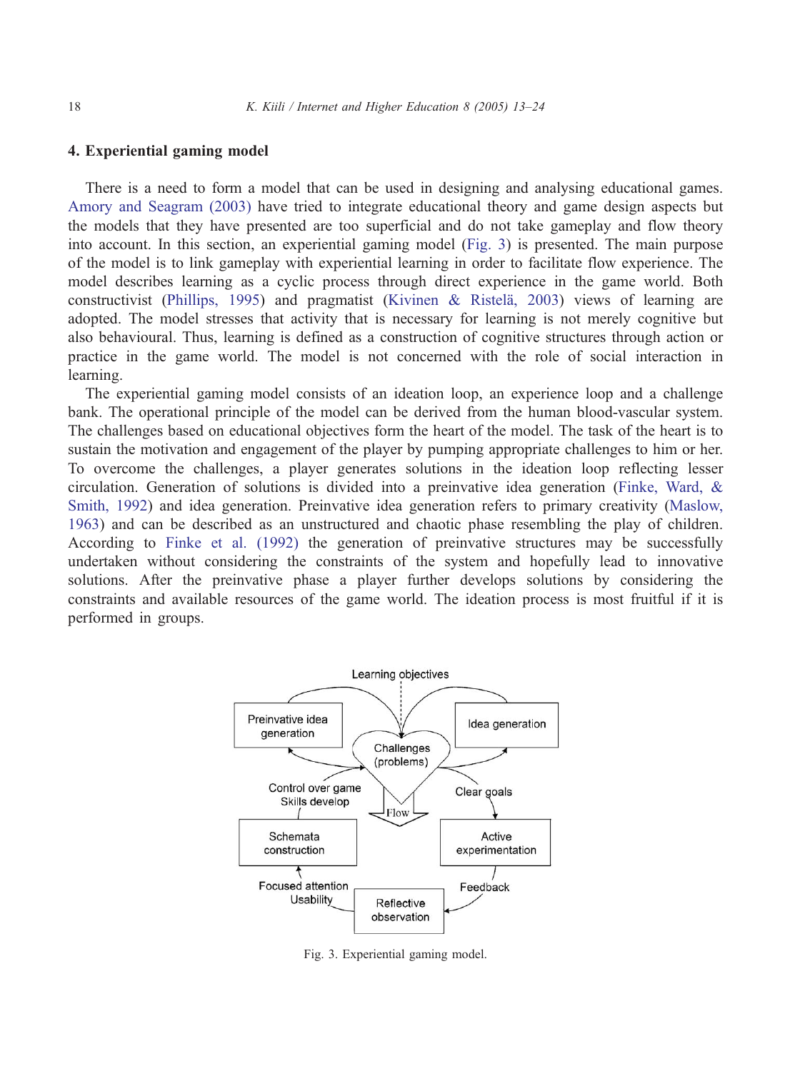## 4. Experiential gaming model

There is a need to form a model that can be used in designing and analysing educational games. Amory and Seagram (2003) have tried to integrate educational theory and game design aspects but the models that they have presented are too superficial and do not take gameplay and flow theory into account. In this section, an experiential gaming model (Fig. 3) is presented. The main purpose of the model is to link gameplay with experiential learning in order to facilitate flow experience. The model describes learning as a cyclic process through direct experience in the game world. Both constructivist (Phillips, 1995) and pragmatist (Kivinen & Ristelä, 2003) views of learning are adopted. The model stresses that activity that is necessary for learning is not merely cognitive but also behavioural. Thus, learning is defined as a construction of cognitive structures through action or practice in the game world. The model is not concerned with the role of social interaction in learning.

The experiential gaming model consists of an ideation loop, an experience loop and a challenge bank. The operational principle of the model can be derived from the human blood-vascular system. The challenges based on educational objectives form the heart of the model. The task of the heart is to sustain the motivation and engagement of the player by pumping appropriate challenges to him or her. To overcome the challenges, a player generates solutions in the ideation loop reflecting lesser circulation. Generation of solutions is divided into a preinvative idea generation (Finke, Ward, & Smith, 1992) and idea generation. Preinvative idea generation refers to primary creativity (Maslow, 1963) and can be described as an unstructured and chaotic phase resembling the play of children. According to Finke et al. (1992) the generation of preinvative structures may be successfully undertaken without considering the constraints of the system and hopefully lead to innovative solutions. After the preinvative phase a player further develops solutions by considering the constraints and available resources of the game world. The ideation process is most fruitful if it is performed in groups.

Fig. 3. Experiential gaming model.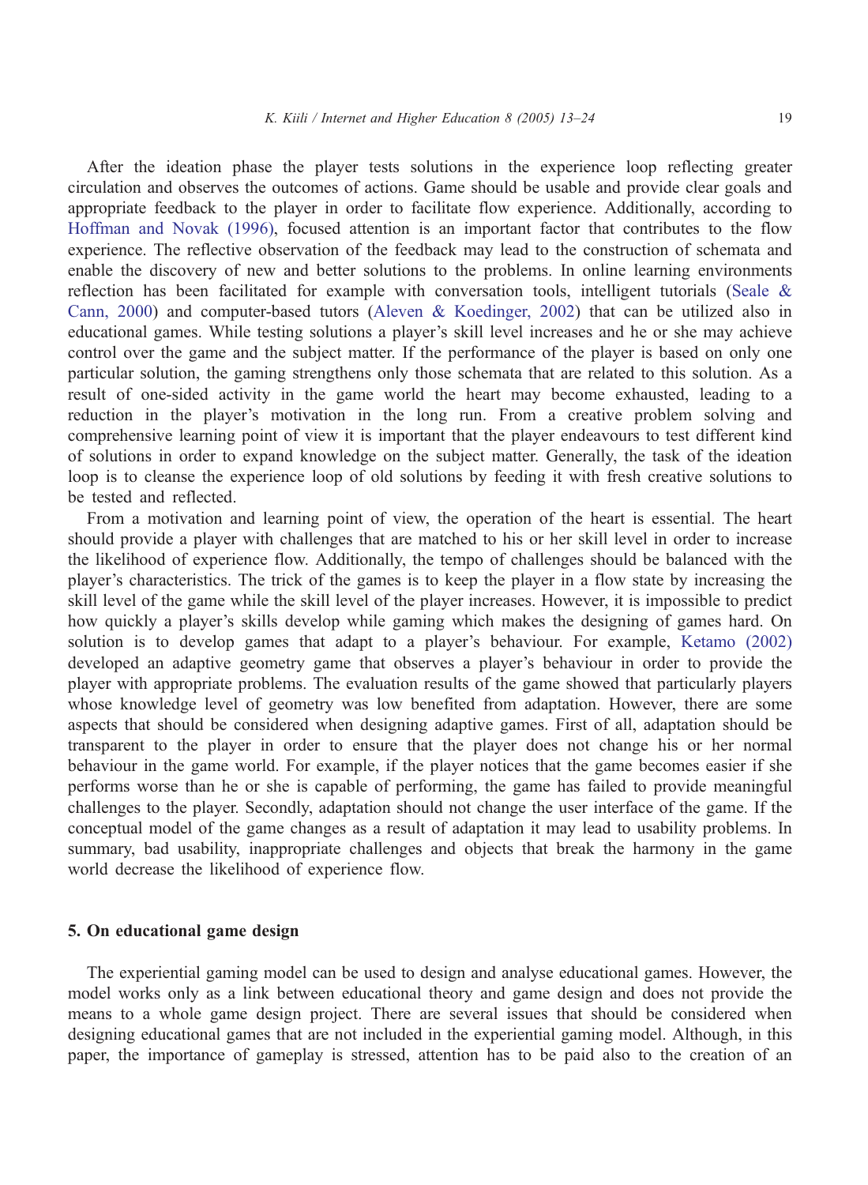After the ideation phase the player tests solutions in the experience loop reflecting greater circulation and observes the outcomes of actions. Game should be usable and provide clear goals and appropriate feedback to the player in order to facilitate flow experience. Additionally, according to Hoffman and Novak (1996), focused attention is an important factor that contributes to the flow experience. The reflective observation of the feedback may lead to the construction of schemata and enable the discovery of new and better solutions to the problems. In online learning environments reflection has been facilitated for example with conversation tools, intelligent tutorials (Seale & Cann, 2000) and computer-based tutors (Aleven & Koedinger, 2002) that can be utilized also in educational games. While testing solutions a player's skill level increases and he or she may achieve control over the game and the subject matter. If the performance of the player is based on only one particular solution, the gaming strengthens only those schemata that are related to this solution. As a result of one-sided activity in the game world the heart may become exhausted, leading to a reduction in the player's motivation in the long run. From a creative problem solving and comprehensive learning point of view it is important that the player endeavours to test different kind of solutions in order to expand knowledge on the subject matter. Generally, the task of the ideation loop is to cleanse the experience loop of old solutions by feeding it with fresh creative solutions to be tested and reflected.

From a motivation and learning point of view, the operation of the heart is essential. The heart should provide a player with challenges that are matched to his or her skill level in order to increase the likelihood of experience flow. Additionally, the tempo of challenges should be balanced with the player's characteristics. The trick of the games is to keep the player in a flow state by increasing the skill level of the game while the skill level of the player increases. However, it is impossible to predict how quickly a player's skills develop while gaming which makes the designing of games hard. On solution is to develop games that adapt to a player's behaviour. For example, Ketamo (2002) developed an adaptive geometry game that observes a player's behaviour in order to provide the player with appropriate problems. The evaluation results of the game showed that particularly players whose knowledge level of geometry was low benefited from adaptation. However, there are some aspects that should be considered when designing adaptive games. First of all, adaptation should be transparent to the player in order to ensure that the player does not change his or her normal behaviour in the game world. For example, if the player notices that the game becomes easier if she performs worse than he or she is capable of performing, the game has failed to provide meaningful challenges to the player. Secondly, adaptation should not change the user interface of the game. If the conceptual model of the game changes as a result of adaptation it may lead to usability problems. In summary, bad usability, inappropriate challenges and objects that break the harmony in the game world decrease the likelihood of experience flow.

## 5. On educational game design

The experiential gaming model can be used to design and analyse educational games. However, the model works only as a link between educational theory and game design and does not provide the means to a whole game design project. There are several issues that should be considered when designing educational games that are not included in the experiential gaming model. Although, in this paper, the importance of gameplay is stressed, attention has to be paid also to the creation of an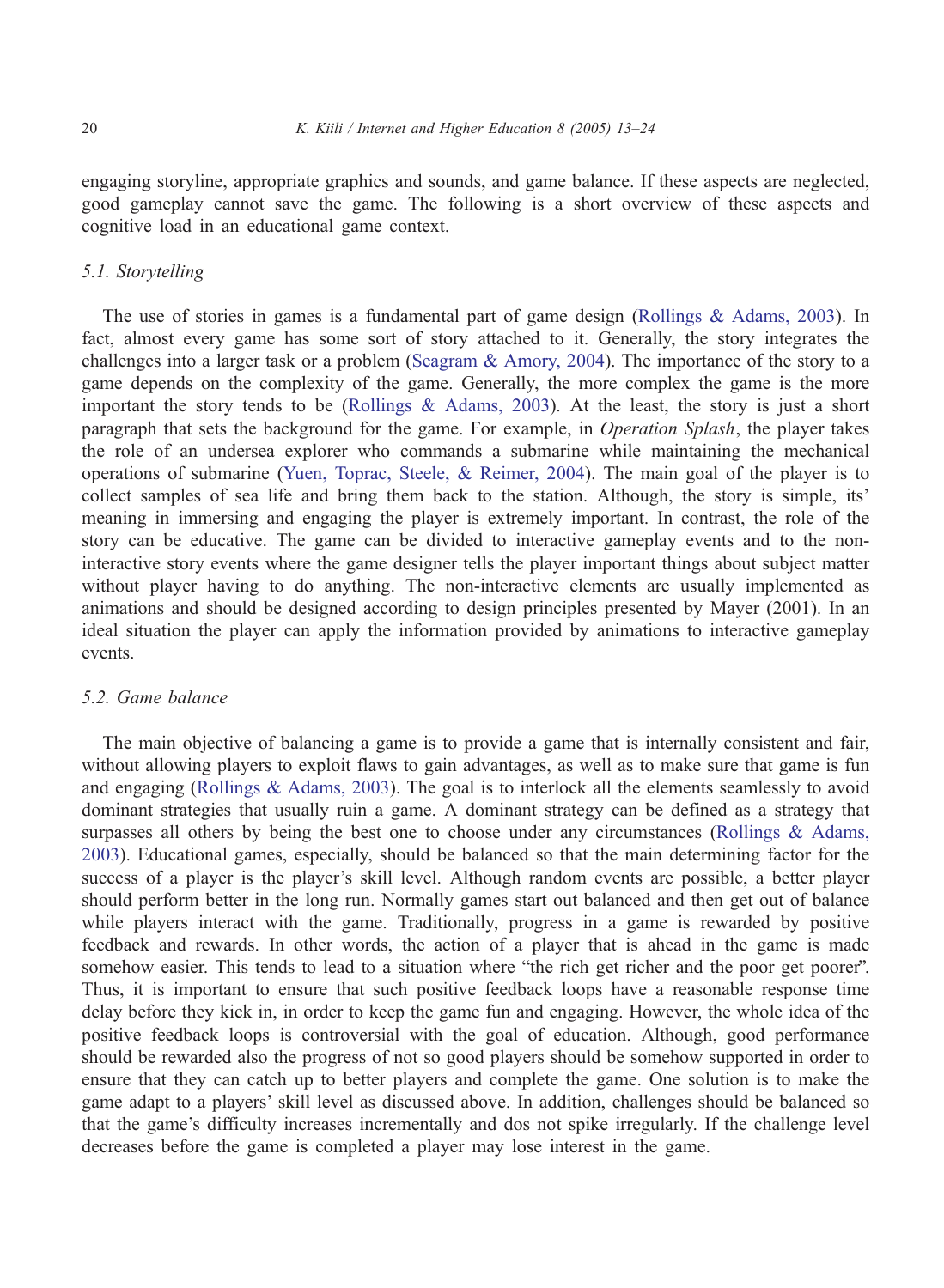engaging storyline, appropriate graphics and sounds, and game balance. If these aspects are neglected, good gameplay cannot save the game. The following is a short overview of these aspects and cognitive load in an educational game context.

### 5.1. Storytelling

The use of stories in games is a fundamental part of game design (Rollings & Adams, 2003). In fact, almost every game has some sort of story attached to it. Generally, the story integrates the challenges into a larger task or a problem (Seagram & Amory, 2004). The importance of the story to a game depends on the complexity of the game. Generally, the more complex the game is the more important the story tends to be (Rollings & Adams, 2003). At the least, the story is just a short paragraph that sets the background for the game. For example, in *Operation Splash*, the player takes the role of an undersea explorer who commands a submarine while maintaining the mechanical operations of submarine (Yuen, Toprac, Steele, & Reimer, 2004). The main goal of the player is to collect samples of sea life and bring them back to the station. Although, the story is simple, its' meaning in immersing and engaging the player is extremely important. In contrast, the role of the story can be educative. The game can be divided to interactive gameplay events and to the non-interactive story events where the game designer tells the player important things about subject matter without player having to do anything. The non-interactive elements are usually implemented as animations and should be designed according to design principles presented by Mayer (2001). In an ideal situation the player can apply the information provided by animations to interactive gameplay events.

### 5.2. Game balance

The main objective of balancing a game is to provide a game that is internally consistent and fair, without allowing players to exploit flaws to gain advantages, as well as to make sure that game is fun and engaging (Rollings & Adams, 2003). The goal is to interlock all the elements seamlessly to avoid dominant strategies that usually ruin a game. A dominant strategy can be defined as a strategy that surpasses all others by being the best one to choose under any circumstances (Rollings & Adams, 2003). Educational games, especially, should be balanced so that the main determining factor for the success of a player is the player's skill level. Although random events are possible, a better player should perform better in the long run. Normally games start out balanced and then get out of balance while players interact with the game. Traditionally, progress in a game is rewarded by positive feedback and rewards. In other words, the action of a player that is ahead in the game is made somehow easier. This tends to lead to a situation where "the rich get richer and the poor get poorer". Thus, it is important to ensure that such positive feedback loops have a reasonable response time delay before they kick in, in order to keep the game fun and engaging. However, the whole idea of the positive feedback loops is controversial with the goal of education. Although, good performance should be rewarded also the progress of not so good players should be somehow supported in order to ensure that they can catch up to better players and complete the game. One solution is to make the game adapt to a players' skill level as discussed above. In addition, challenges should be balanced so that the game's difficulty increases incrementally and dos not spike irregularly. If the challenge level decreases before the game is completed a player may lose interest in the game.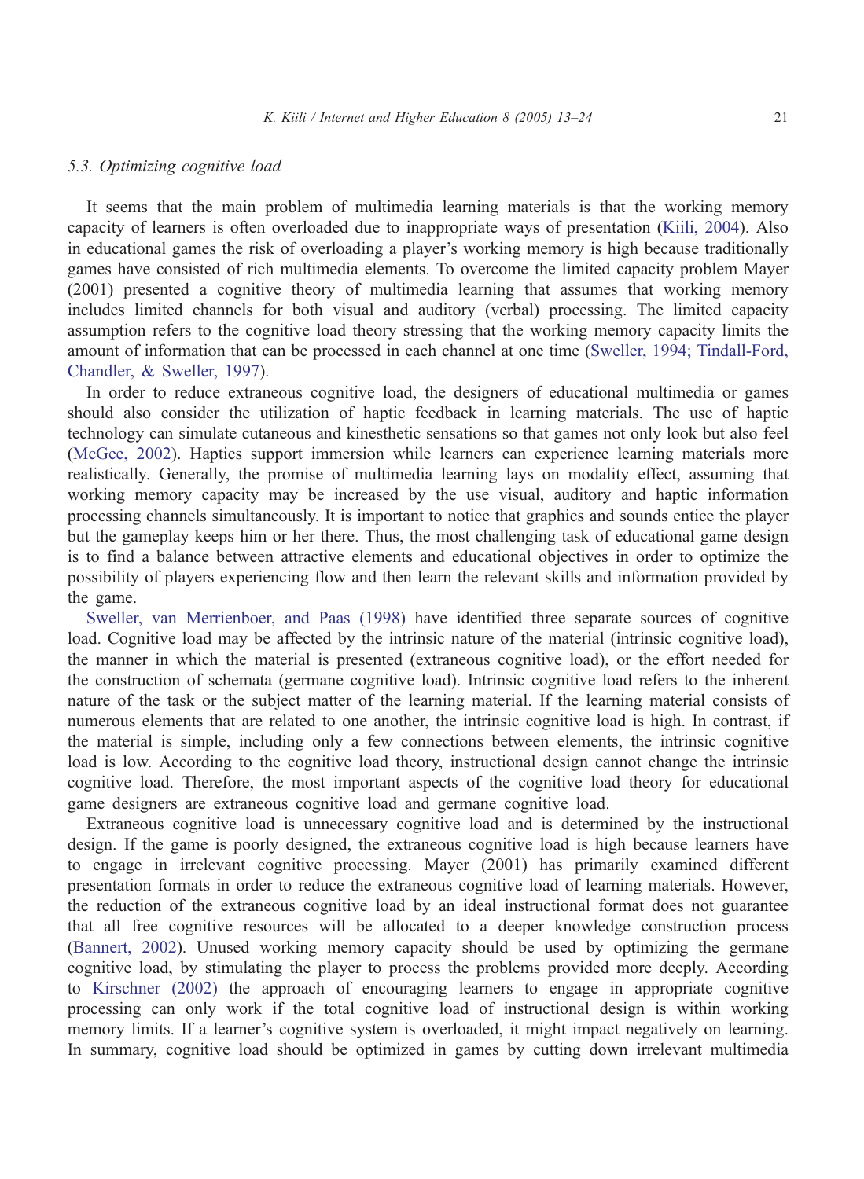### 5.3. Optimizing cognitive load

It seems that the main problem of multimedia learning materials is that the working memory capacity of learners is often overloaded due to inappropriate ways of presentation (Kiili, 2004). Also in educational games the risk of overloading a player's working memory is high because traditionally games have consisted of rich multimedia elements. To overcome the limited capacity problem Mayer (2001) presented a cognitive theory of multimedia learning that assumes that working memory includes limited channels for both visual and auditory (verbal) processing. The limited capacity assumption refers to the cognitive load theory stressing that the working memory capacity limits the amount of information that can be processed in each channel at one time (Sweller, 1994; Tindall-Ford, Chandler, & Sweller, 1997).

In order to reduce extraneous cognitive load, the designers of educational multimedia or games should also consider the utilization of haptic feedback in learning materials. The use of haptic technology can simulate cutaneous and kinesthetic sensations so that games not only look but also feel (McGee, 2002). Haptics support immersion while learners can experience learning materials more realistically. Generally, the promise of multimedia learning lays on modality effect, assuming that working memory capacity may be increased by the use visual, auditory and haptic information processing channels simultaneously. It is important to notice that graphics and sounds entice the player but the gameplay keeps him or her there. Thus, the most challenging task of educational game design is to find a balance between attractive elements and educational objectives in order to optimize the possibility of players experiencing flow and then learn the relevant skills and information provided by the game.

Sweller, van Merrienboer, and Paas (1998) have identified three separate sources of cognitive load. Cognitive load may be affected by the intrinsic nature of the material (intrinsic cognitive load), the manner in which the material is presented (extraneous cognitive load), or the effort needed for the construction of schemata (germane cognitive load). Intrinsic cognitive load refers to the inherent nature of the task or the subject matter of the learning material. If the learning material consists of numerous elements that are related to one another, the intrinsic cognitive load is high. In contrast, if the material is simple, including only a few connections between elements, the intrinsic cognitive load is low. According to the cognitive load theory, instructional design cannot change the intrinsic cognitive load. Therefore, the most important aspects of the cognitive load theory for educational game designers are extraneous cognitive load and germane cognitive load.

Extraneous cognitive load is unnecessary cognitive load and is determined by the instructional design. If the game is poorly designed, the extraneous cognitive load is high because learners have to engage in irrelevant cognitive processing. Mayer (2001) has primarily examined different presentation formats in order to reduce the extraneous cognitive load of learning materials. However, the reduction of the extraneous cognitive load by an ideal instructional format does not guarantee that all free cognitive resources will be allocated to a deeper knowledge construction process (Bannert, 2002). Unused working memory capacity should be used by optimizing the germane cognitive load, by stimulating the player to process the problems provided more deeply. According to Kirschner (2002) the approach of encouraging learners to engage in appropriate cognitive processing can only work if the total cognitive load of instructional design is within working memory limits. If a learner's cognitive system is overloaded, it might impact negatively on learning. In summary, cognitive load should be optimized in games by cutting down irrelevant multimedia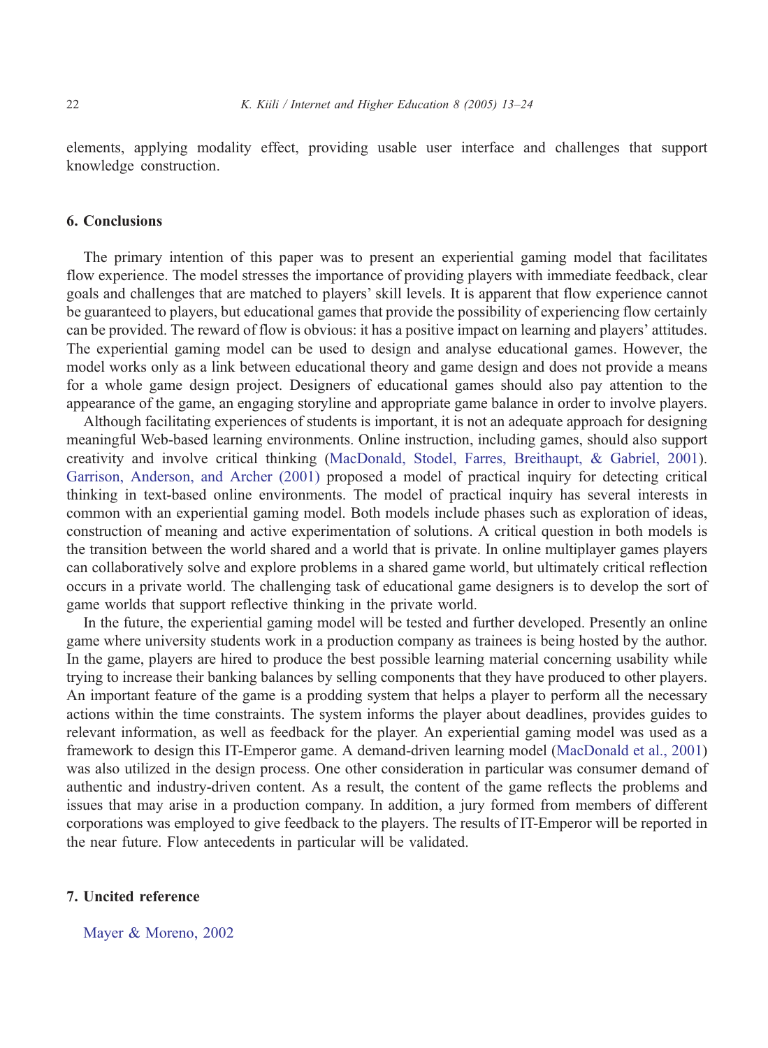elements, applying modality effect, providing usable user interface and challenges that support knowledge construction.

## 6. Conclusions

The primary intention of this paper was to present an experiential gaming model that facilitates flow experience. The model stresses the importance of providing players with immediate feedback, clear goals and challenges that are matched to players' skill levels. It is apparent that flow experience cannot be guaranteed to players, but educational games that provide the possibility of experiencing flow certainly can be provided. The reward of flow is obvious: it has a positive impact on learning and players' attitudes. The experiential gaming model can be used to design and analyse educational games. However, the model works only as a link between educational theory and game design and does not provide a means for a whole game design project. Designers of educational games should also pay attention to the appearance of the game, an engaging storyline and appropriate game balance in order to involve players.

Although facilitating experiences of students is important, it is not an adequate approach for designing meaningful Web-based learning environments. Online instruction, including games, should also support creativity and involve critical thinking (MacDonald, Stodel, Farres, Breithaupt, & Gabriel, 2001). Garrison, Anderson, and Archer (2001) proposed a model of practical inquiry for detecting critical thinking in text-based online environments. The model of practical inquiry has several interests in common with an experiential gaming model. Both models include phases such as exploration of ideas, construction of meaning and active experimentation of solutions. A critical question in both models is the transition between the world shared and a world that is private. In online multiplayer games players can collaboratively solve and explore problems in a shared game world, but ultimately critical reflection occurs in a private world. The challenging task of educational game designers is to develop the sort of game worlds that support reflective thinking in the private world.

In the future, the experiential gaming model will be tested and further developed. Presently an online game where university students work in a production company as trainees is being hosted by the author. In the game, players are hired to produce the best possible learning material concerning usability while trying to increase their banking balances by selling components that they have produced to other players. An important feature of the game is a prodding system that helps a player to perform all the necessary actions within the time constraints. The system informs the player about deadlines, provides guides to relevant information, as well as feedback for the player. An experiential gaming model was used as a framework to design this IT-Emperor game. A demand-driven learning model (MacDonald et al., 2001) was also utilized in the design process. One other consideration in particular was consumer demand of authentic and industry-driven content. As a result, the content of the game reflects the problems and issues that may arise in a production company. In addition, a jury formed from members of different corporations was employed to give feedback to the players. The results of IT-Emperor will be reported in the near future. Flow antecedents in particular will be validated.

## 7. Uncited reference

Mayer & Moreno, 2002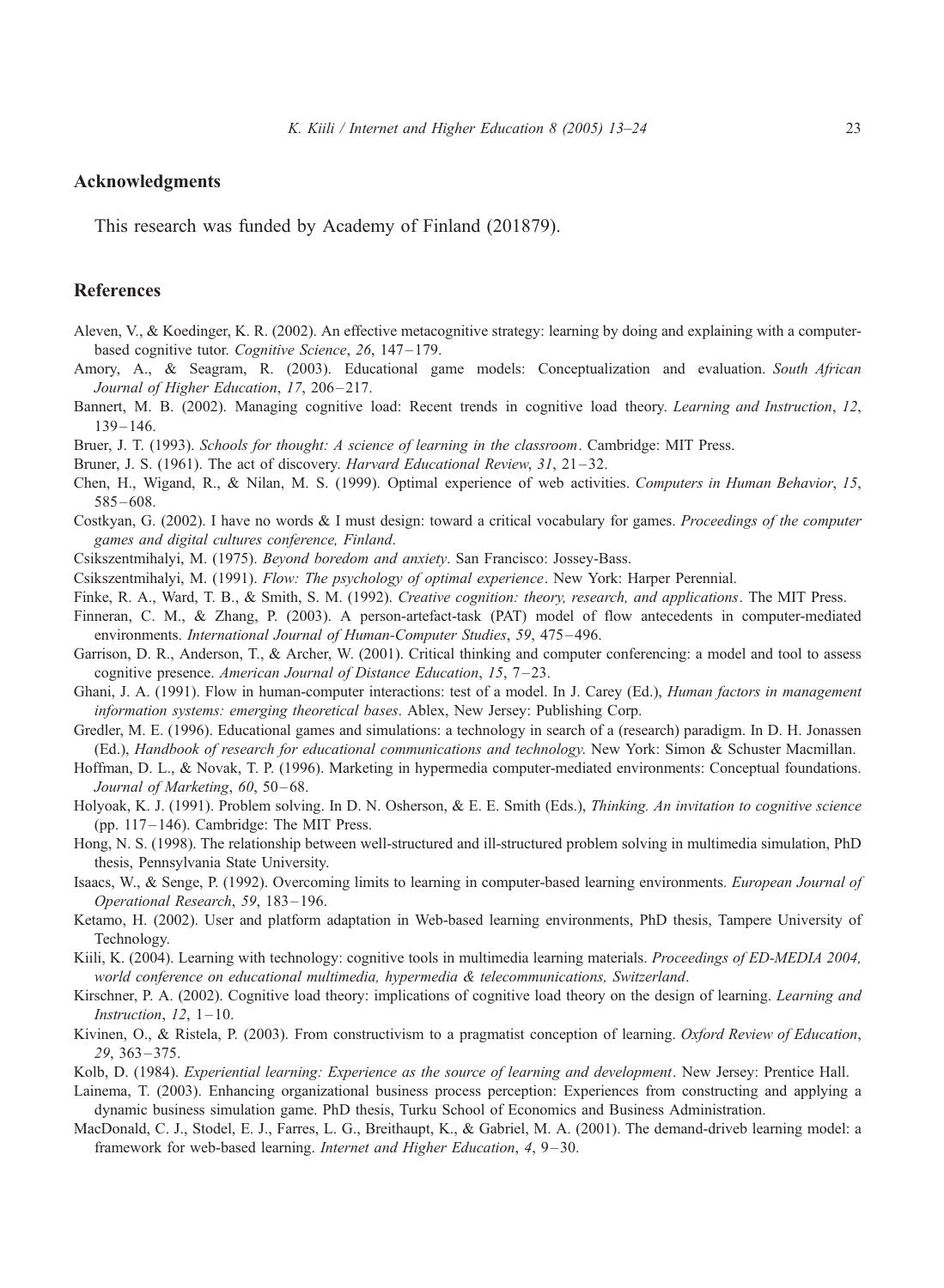## Acknowledgments

This research was funded by Academy of Finland (201879).

## References

Aleven, V., & Koedinger, K. R. (2002). An effective metacognitive strategy: learning by doing and explaining with a computer-based cognitive tutor. *Cognitive Science*, *26*, 147–179.

Amory, A., & Seagram, R. (2003). Educational game models: Conceptualization and evaluation. *South African Journal of Higher Education*, *17*, 206–217.

Bannert, M. B. (2002). Managing cognitive load: Recent trends in cognitive load theory. *Learning and Instruction*, *12*, 139–146.

Bruer, J. T. (1993). *Schools for thought: A science of learning in the classroom*. Cambridge: MIT Press.

Bruner, J. S. (1961). The act of discovery. *Harvard Educational Review*, *31*, 21–32.

Chen, H., Wigand, R., & Nilan, M. S. (1999). Optimal experience of web activities. *Computers in Human Behavior*, *15*, 585–608.

Costkyan, G. (2002). I have no words & I must design: toward a critical vocabulary for games. *Proceedings of the computer games and digital cultures conference, Finland*.

Csikszentmihalyi, M. (1975). *Beyond boredom and anxiety*. San Francisco: Jossey-Bass.

Csikszentmihalyi, M. (1991). *Flow: The psychology of optimal experience*. New York: Harper Perennial.

Finke, R. A., Ward, T. B., & Smith, S. M. (1992). *Creative cognition: theory, research, and applications*. The MIT Press.

Finneran, C. M., & Zhang, P. (2003). A person-artefact-task (PAT) model of flow antecedents in computer-mediated environments. *International Journal of Human-Computer Studies*, *59*, 475–496.

Garrison, D. R., Anderson, T., & Archer, W. (2001). Critical thinking and computer conferencing: a model and tool to assess cognitive presence. *American Journal of Distance Education*, *15*, 7–23.

Ghani, J. A. (1991). Flow in human-computer interactions: test of a model. In J. Carey (Ed.), *Human factors in management information systems: emerging theoretical bases*. Ablex, New Jersey: Publishing Corp.

Gredler, M. E. (1996). Educational games and simulations: a technology in search of a (research) paradigm. In D. H. Jonassen (Ed.), *Handbook of research for educational communications and technology*. New York: Simon & Schuster Macmillan.

Hoffman, D. L., & Novak, T. P. (1996). Marketing in hypermedia computer-mediated environments: Conceptual foundations. *Journal of Marketing*, *60*, 50–68.

Holyoak, K. J. (1991). Problem solving. In D. N. Osherson, & E. E. Smith (Eds.), *Thinking. An invitation to cognitive science* (pp. 117–146). Cambridge: The MIT Press.

Hong, N. S. (1998). The relationship between well-structured and ill-structured problem solving in multimedia simulation, PhD thesis, Pennsylvania State University.

Isaacs, W., & Senge, P. (1992). Overcoming limits to learning in computer-based learning environments. *European Journal of Operational Research*, *59*, 183–196.

Ketamo, H. (2002). User and platform adaptation in Web-based learning environments, PhD thesis, Tampere University of Technology.

Kiili, K. (2004). Learning with technology: cognitive tools in multimedia learning materials. *Proceedings of ED-MEDIA 2004, world conference on educational multimedia, hypermedia & telecommunications, Switzerland*.

Kirschner, P. A. (2002). Cognitive load theory: implications of cognitive load theory on the design of learning. *Learning and Instruction*, *12*, 1–10.

Kivinen, O., & Ristela, P. (2003). From constructivism to a pragmatist conception of learning. *Oxford Review of Education*, *29*, 363–375.

Kolb, D. (1984). *Experiential learning: Experience as the source of learning and development*. New Jersey: Prentice Hall.

Lainema, T. (2003). Enhancing organizational business process perception: Experiences from constructing and applying a dynamic business simulation game. PhD thesis, Turku School of Economics and Business Administration.

MacDonald, C. J., Stodel, E. J., Farres, L. G., Breithaupt, K., & Gabriel, M. A. (2001). The demand-driveb learning model: a framework for web-based learning. *Internet and Higher Education*, *4*, 9–30.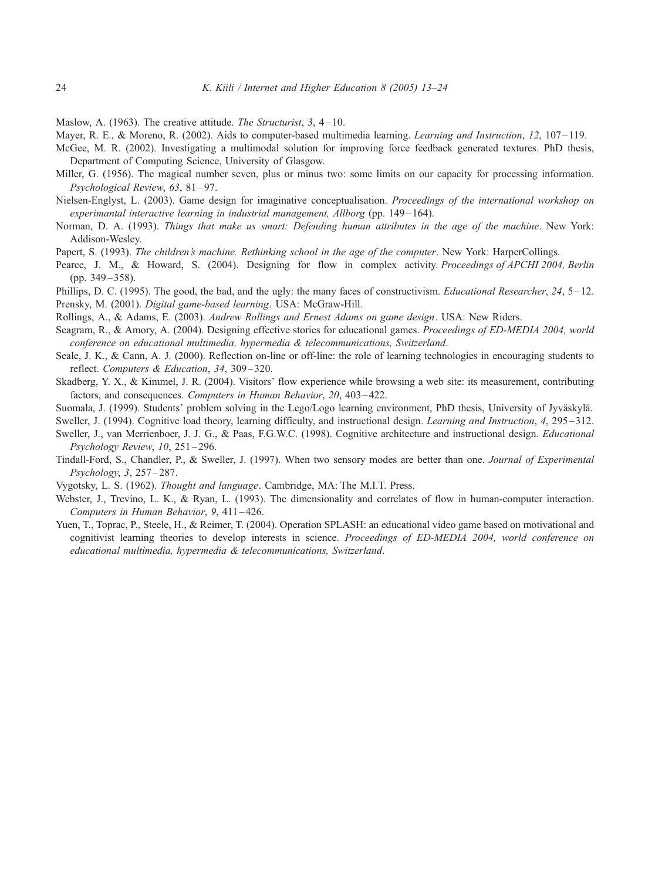Maslow, A. (1963). The creative attitude. *The Structurist*, *3*, 4–10.

Mayer, R. E., & Moreno, R. (2002). Aids to computer-based multimedia learning. *Learning and Instruction*, *12*, 107–119.

McGee, M. R. (2002). Investigating a multimodal solution for improving force feedback generated textures. PhD thesis, Department of Computing Science, University of Glasgow.

Miller, G. (1956). The magical number seven, plus or minus two: some limits on our capacity for processing information. *Psychological Review*, *63*, 81–97.

Nielsen-Englyst, L. (2003). Game design for imaginative conceptualisation. *Proceedings of the international workshop on experimantal interactive learning in industrial management, Allborg* (pp. 149–164).

Norman, D. A. (1993). *Things that make us smart: Defending human attributes in the age of the machine*. New York: Addison-Wesley.

Papert, S. (1993). *The children's machine. Rethinking school in the age of the computer*. New York: HarperCollings.

Pearce, J. M., & Howard, S. (2004). Designing for flow in complex activity. *Proceedings of APCHI 2004, Berlin* (pp. 349–358).

Phillips, D. C. (1995). The good, the bad, and the ugly: the many faces of constructivism. *Educational Researcher*, *24*, 5–12.

Prensky, M. (2001). *Digital game-based learning*. USA: McGraw-Hill.

Rollings, A., & Adams, E. (2003). *Andrew Rollings and Ernest Adams on game design*. USA: New Riders.

Seagram, R., & Amory, A. (2004). Designing effective stories for educational games. *Proceedings of ED-MEDIA 2004, world conference on educational multimedia, hypermedia & telecommunications, Switzerland*.

Seale, J. K., & Cann, A. J. (2000). Reflection on-line or off-line: the role of learning technologies in encouraging students to reflect. *Computers & Education*, *34*, 309–320.

Skadberg, Y. X., & Kimmel, J. R. (2004). Visitors' flow experience while browsing a web site: its measurement, contributing factors, and consequences. *Computers in Human Behavior*, *20*, 403–422.

Suomala, J. (1999). Students' problem solving in the Lego/Logo learning environment, PhD thesis, University of Jyväskylä.

Sweller, J. (1994). Cognitive load theory, learning difficulty, and instructional design. *Learning and Instruction*, *4*, 295–312.

Sweller, J., van Merrienboer, J. J. G., & Paas, F.G.W.C. (1998). Cognitive architecture and instructional design. *Educational Psychology Review*, *10*, 251–296.

Tindall-Ford, S., Chandler, P., & Sweller, J. (1997). When two sensory modes are better than one. *Journal of Experimental Psychology*, *3*, 257–287.

Vygotsky, L. S. (1962). *Thought and language*. Cambridge, MA: The M.I.T. Press.

Webster, J., Trevino, L. K., & Ryan, L. (1993). The dimensionality and correlates of flow in human-computer interaction. *Computers in Human Behavior*, *9*, 411–426.

Yuen, T., Toprac, P., Steele, H., & Reimer, T. (2004). Operation SPLASH: an educational video game based on motivational and cognitivist learning theories to develop interests in science. *Proceedings of ED-MEDIA 2004, world conference on educational multimedia, hypermedia & telecommunications, Switzerland*.